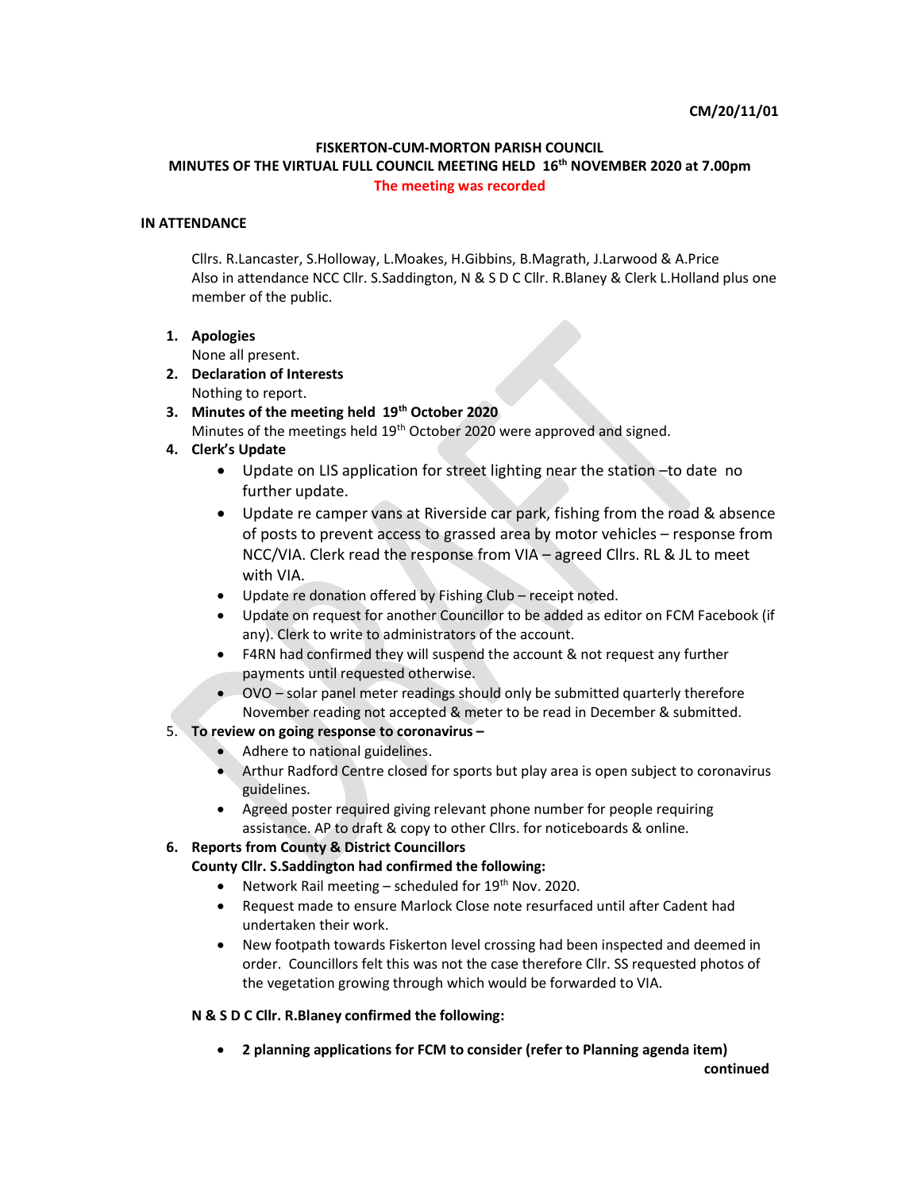CM/20/11/01

# FISKERTON-CUM-MORTON PARISH COUNCIL
## MINUTES OF THE VIRTUAL FULL COUNCIL MEETING HELD 16th NOVEMBER 2020 at 7.00pm
**The meeting was recorded**

**IN ATTENDANCE**

Cllrs. R.Lancaster, S.Holloway, L.Moakes, H.Gibbins, B.Magrath, J.Larwood & A.Price
Also in attendance NCC Cllr. S.Saddington, N & S D C Cllr. R.Blaney & Clerk L.Holland plus one member of the public.

1. **Apologies**
   None all present.
2. **Declaration of Interests**
   Nothing to report.
3. **Minutes of the meeting held 19th October 2020**
   Minutes of the meetings held 19th October 2020 were approved and signed.
4. **Clerk's Update**
   - Update on LIS application for street lighting near the station –to date no further update.
   - Update re camper vans at Riverside car park, fishing from the road & absence of posts to prevent access to grassed area by motor vehicles – response from NCC/VIA. Clerk read the response from VIA – agreed Cllrs. RL & JL to meet with VIA.
   - Update re donation offered by Fishing Club – receipt noted.
   - Update on request for another Councillor to be added as editor on FCM Facebook (if any). Clerk to write to administrators of the account.
   - F4RN had confirmed they will suspend the account & not request any further payments until requested otherwise.
   - OVO – solar panel meter readings should only be submitted quarterly therefore November reading not accepted & meter to be read in December & submitted.
5. **To review on going response to coronavirus –**
   - Adhere to national guidelines.
   - Arthur Radford Centre closed for sports but play area is open subject to coronavirus guidelines.
   - Agreed poster required giving relevant phone number for people requiring assistance. AP to draft & copy to other Cllrs. for noticeboards & online.
6. **Reports from County & District Councillors**
   **County Cllr. S.Saddington had confirmed the following:**
   - Network Rail meeting – scheduled for 19th Nov. 2020.
   - Request made to ensure Marlock Close note resurfaced until after Cadent had undertaken their work.
   - New footpath towards Fiskerton level crossing had been inspected and deemed in order. Councillors felt this was not the case therefore Cllr. SS requested photos of the vegetation growing through which would be forwarded to VIA.

   **N & S D C Cllr. R.Blaney confirmed the following:**

   - **2 planning applications for FCM to consider (refer to Planning agenda item)**

**continued**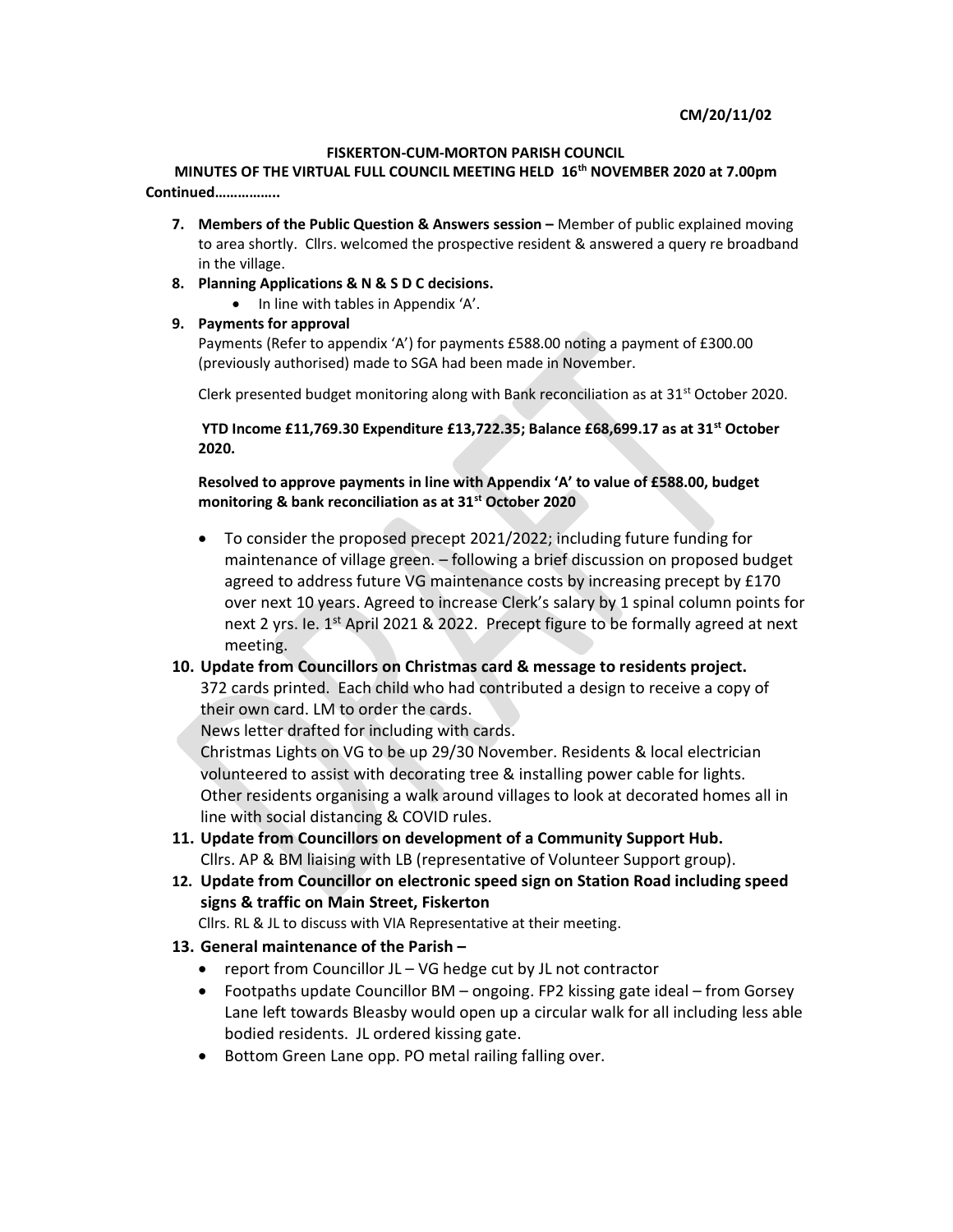**CM/20/11/02**

**FISKERTON-CUM-MORTON PARISH COUNCIL**

**MINUTES OF THE VIRTUAL FULL COUNCIL MEETING HELD 16th NOVEMBER 2020 at 7.00pm**

**Continued……………..**

7. **Members of the Public Question & Answers session –** Member of public explained moving to area shortly. Cllrs. welcomed the prospective resident & answered a query re broadband in the village.
8. **Planning Applications & N & S D C decisions.**
   - In line with tables in Appendix 'A'.
9. **Payments for approval**

   Payments (Refer to appendix 'A') for payments £588.00 noting a payment of £300.00 (previously authorised) made to SGA had been made in November.

   Clerk presented budget monitoring along with Bank reconciliation as at 31st October 2020.

   **YTD Income £11,769.30 Expenditure £13,722.35; Balance £68,699.17 as at 31st October 2020.**

   **Resolved to approve payments in line with Appendix 'A' to value of £588.00, budget monitoring & bank reconciliation as at 31st October 2020**

   - To consider the proposed precept 2021/2022; including future funding for maintenance of village green. – following a brief discussion on proposed budget agreed to address future VG maintenance costs by increasing precept by £170 over next 10 years. Agreed to increase Clerk's salary by 1 spinal column points for next 2 yrs. Ie. 1st April 2021 & 2022. Precept figure to be formally agreed at next meeting.

10. **Update from Councillors on Christmas card & message to residents project.**

    372 cards printed. Each child who had contributed a design to receive a copy of their own card. LM to order the cards.

    News letter drafted for including with cards.

    Christmas Lights on VG to be up 29/30 November. Residents & local electrician volunteered to assist with decorating tree & installing power cable for lights. Other residents organising a walk around villages to look at decorated homes all in line with social distancing & COVID rules.

11. **Update from Councillors on development of a Community Support Hub.**

    Cllrs. AP & BM liaising with LB (representative of Volunteer Support group).

12. **Update from Councillor on electronic speed sign on Station Road including speed signs & traffic on Main Street, Fiskerton**

    Cllrs. RL & JL to discuss with VIA Representative at their meeting.

13. **General maintenance of the Parish –**
    - report from Councillor JL – VG hedge cut by JL not contractor
    - Footpaths update Councillor BM – ongoing. FP2 kissing gate ideal – from Gorsey Lane left towards Bleasby would open up a circular walk for all including less able bodied residents. JL ordered kissing gate.
    - Bottom Green Lane opp. PO metal railing falling over.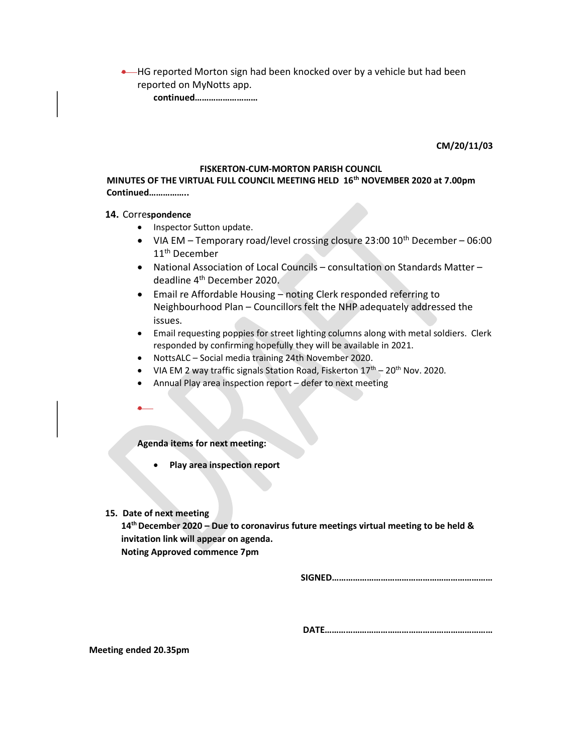- HG reported Morton sign had been knocked over by a vehicle but had been reported on MyNotts app.

**continued………………………**

**CM/20/11/03**

**FISKERTON-CUM-MORTON PARISH COUNCIL**

**MINUTES OF THE VIRTUAL FULL COUNCIL MEETING HELD 16th NOVEMBER 2020 at 7.00pm Continued……………..**

**14.** Corre**spondence**

- Inspector Sutton update.
- VIA EM – Temporary road/level crossing closure 23:00 10th December – 06:00 11th December
- National Association of Local Councils – consultation on Standards Matter – deadline 4th December 2020.
- Email re Affordable Housing – noting Clerk responded referring to Neighbourhood Plan – Councillors felt the NHP adequately addressed the issues.
- Email requesting poppies for street lighting columns along with metal soldiers. Clerk responded by confirming hopefully they will be available in 2021.
- NottsALC – Social media training 24th November 2020.
- VIA EM 2 way traffic signals Station Road, Fiskerton 17th – 20th Nov. 2020.
- Annual Play area inspection report – defer to next meeting

**Agenda items for next meeting:**

- **Play area inspection report**

**15. Date of next meeting**

**14th December 2020 – Due to coronavirus future meetings virtual meeting to be held & invitation link will appear on agenda.**
**Noting Approved commence 7pm**

**SIGNED…………………………………………………………**

**DATE……………………………………………………………**

**Meeting ended 20.35pm**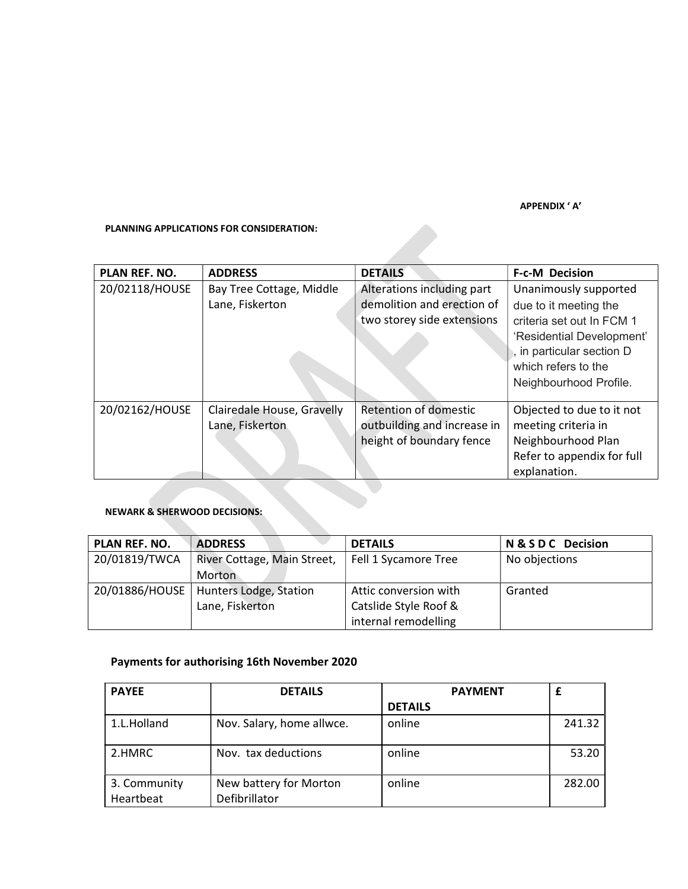APPENDIX ' A'

**PLANNING APPLICATIONS FOR CONSIDERATION:**

| PLAN REF. NO. | ADDRESS | DETAILS | F-c-M Decision |
|---|---|---|---|
| 20/02118/HOUSE | Bay Tree Cottage, Middle Lane, Fiskerton | Alterations including part demolition and erection of two storey side extensions | Unanimously supported due to it meeting the criteria set out In FCM 1 'Residential Development' , in particular section D which refers to the Neighbourhood Profile. |
| 20/02162/HOUSE | Clairedale House, Gravelly Lane, Fiskerton | Retention of domestic outbuilding and increase in height of boundary fence | Objected to due to it not meeting criteria in Neighbourhood Plan Refer to appendix for full explanation. |

**NEWARK & SHERWOOD DECISIONS:**

| PLAN REF. NO. | ADDRESS | DETAILS | N & S D C Decision |
|---|---|---|---|
| 20/01819/TWCA | River Cottage, Main Street, Morton | Fell 1 Sycamore Tree | No objections |
| 20/01886/HOUSE | Hunters Lodge, Station Lane, Fiskerton | Attic conversion with Catslide Style Roof & internal remodelling | Granted |

**Payments for authorising 16th November 2020**

| PAYEE | DETAILS | PAYMENT DETAILS | £ |
|---|---|---|---|
| 1.L.Holland | Nov. Salary, home allwce. | online | 241.32 |
| 2.HMRC | Nov. tax deductions | online | 53.20 |
| 3. Community Heartbeat | New battery for Morton Defibrillator | online | 282.00 |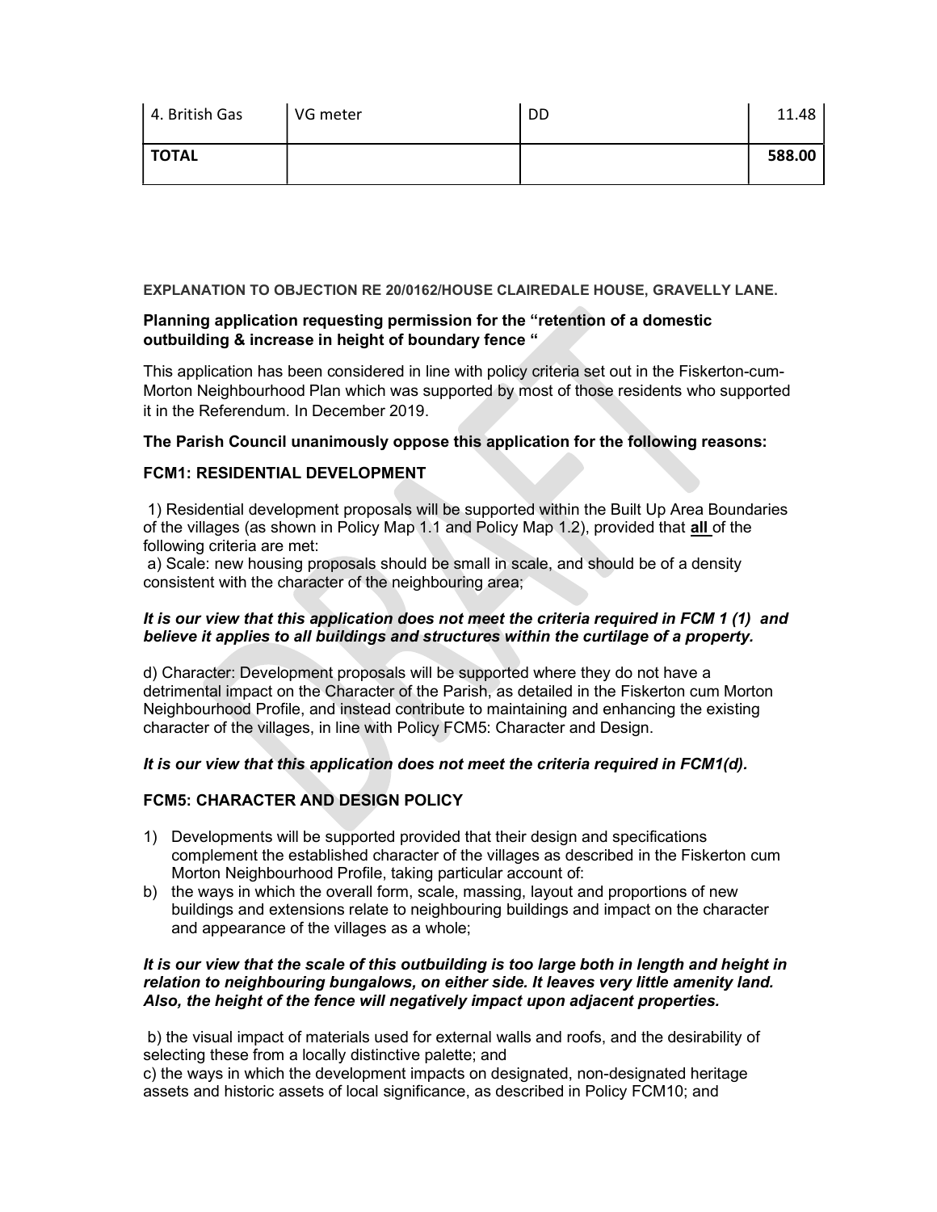| 4. British Gas | VG meter | DD | 11.48 |
|---|---|---|---|
| **TOTAL** | | | **588.00** |

**EXPLANATION TO OBJECTION RE 20/0162/HOUSE CLAIREDALE HOUSE, GRAVELLY LANE.**

**Planning application requesting permission for the "retention of a domestic outbuilding & increase in height of boundary fence "**

This application has been considered in line with policy criteria set out in the Fiskerton-cum-Morton Neighbourhood Plan which was supported by most of those residents who supported it in the Referendum. In December 2019.

**The Parish Council unanimously oppose this application for the following reasons:**

**FCM1: RESIDENTIAL DEVELOPMENT**

1) Residential development proposals will be supported within the Built Up Area Boundaries of the villages (as shown in Policy Map 1.1 and Policy Map 1.2), provided that **<u>all</u>** of the following criteria are met:

a) Scale: new housing proposals should be small in scale, and should be of a density consistent with the character of the neighbouring area;

***It is our view that this application does not meet the criteria required in FCM 1 (1) and believe it applies to all buildings and structures within the curtilage of a property.***

d) Character: Development proposals will be supported where they do not have a detrimental impact on the Character of the Parish, as detailed in the Fiskerton cum Morton Neighbourhood Profile, and instead contribute to maintaining and enhancing the existing character of the villages, in line with Policy FCM5: Character and Design.

***It is our view that this application does not meet the criteria required in FCM1(d).***

**FCM5: CHARACTER AND DESIGN POLICY**

1) Developments will be supported provided that their design and specifications complement the established character of the villages as described in the Fiskerton cum Morton Neighbourhood Profile, taking particular account of:

b) the ways in which the overall form, scale, massing, layout and proportions of new buildings and extensions relate to neighbouring buildings and impact on the character and appearance of the villages as a whole;

***It is our view that the scale of this outbuilding is too large both in length and height in relation to neighbouring bungalows, on either side. It leaves very little amenity land. Also, the height of the fence will negatively impact upon adjacent properties.***

b) the visual impact of materials used for external walls and roofs, and the desirability of selecting these from a locally distinctive palette; and

c) the ways in which the development impacts on designated, non-designated heritage assets and historic assets of local significance, as described in Policy FCM10; and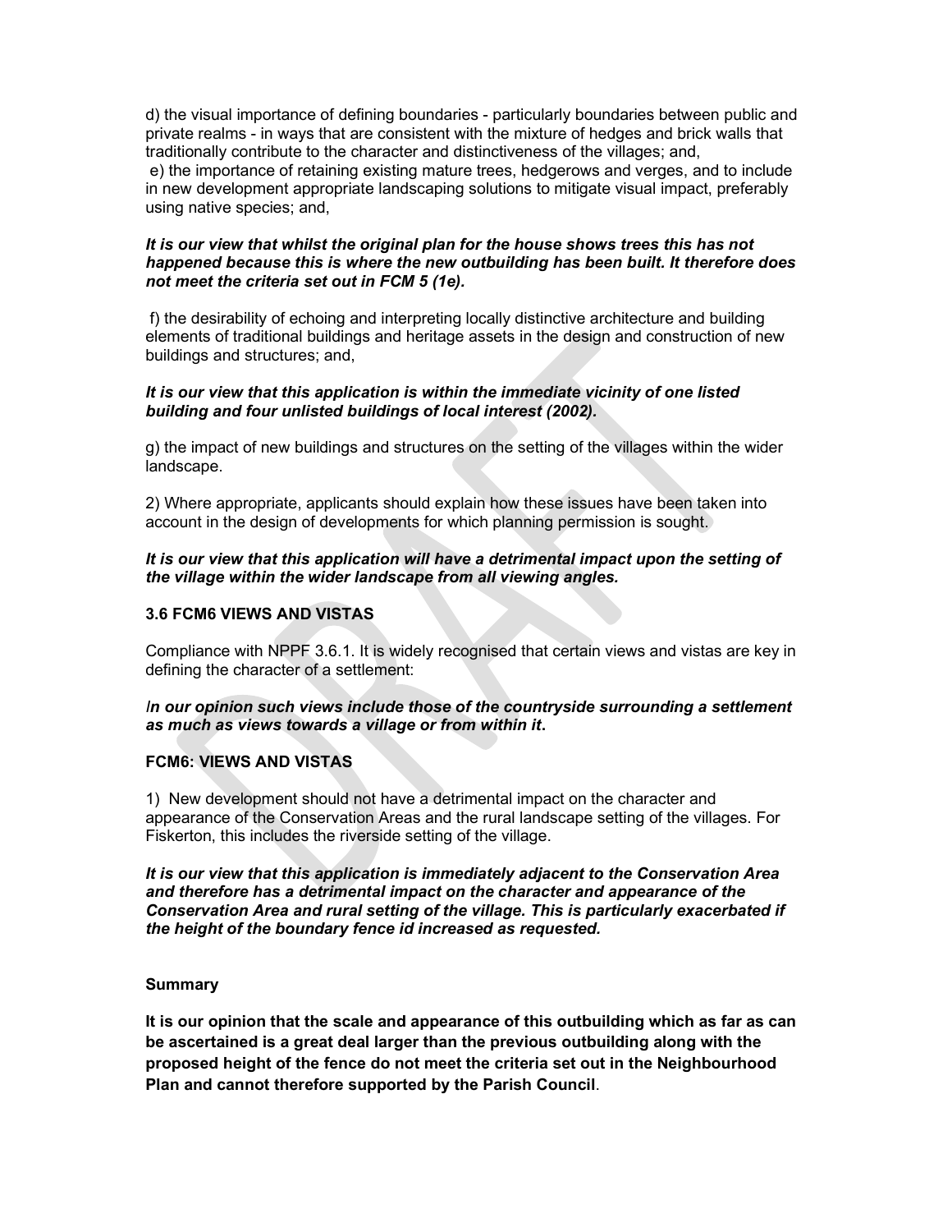d) the visual importance of defining boundaries - particularly boundaries between public and private realms - in ways that are consistent with the mixture of hedges and brick walls that traditionally contribute to the character and distinctiveness of the villages; and,

e) the importance of retaining existing mature trees, hedgerows and verges, and to include in new development appropriate landscaping solutions to mitigate visual impact, preferably using native species; and,

***It is our view that whilst the original plan for the house shows trees this has not happened because this is where the new outbuilding has been built. It therefore does not meet the criteria set out in FCM 5 (1e).***

f) the desirability of echoing and interpreting locally distinctive architecture and building elements of traditional buildings and heritage assets in the design and construction of new buildings and structures; and,

***It is our view that this application is within the immediate vicinity of one listed building and four unlisted buildings of local interest (2002).***

g) the impact of new buildings and structures on the setting of the villages within the wider landscape.

2) Where appropriate, applicants should explain how these issues have been taken into account in the design of developments for which planning permission is sought.

***It is our view that this application will have a detrimental impact upon the setting of the village within the wider landscape from all viewing angles.***

### 3.6 FCM6 VIEWS AND VISTAS

Compliance with NPPF 3.6.1. It is widely recognised that certain views and vistas are key in defining the character of a settlement:

*I**n our opinion such views include those of the countryside surrounding a settlement as much as views towards a village or from within it**.*

### FCM6: VIEWS AND VISTAS

1) New development should not have a detrimental impact on the character and appearance of the Conservation Areas and the rural landscape setting of the villages. For Fiskerton, this includes the riverside setting of the village.

***It is our view that this application is immediately adjacent to the Conservation Area and therefore has a detrimental impact on the character and appearance of the Conservation Area and rural setting of the village. This is particularly exacerbated if the height of the boundary fence id increased as requested.***

### Summary

**It is our opinion that the scale and appearance of this outbuilding which as far as can be ascertained is a great deal larger than the previous outbuilding along with the proposed height of the fence do not meet the criteria set out in the Neighbourhood Plan and cannot therefore supported by the Parish Council**.